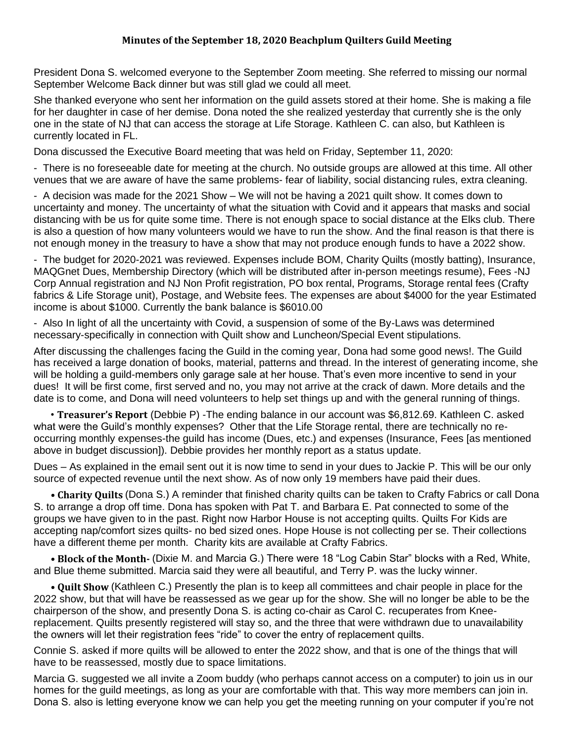**Minutes of the September 18, 2020 Beachplum Quilters Guild Meeting**

President Dona S. welcomed everyone to the September Zoom meeting. She referred to missing our normal September Welcome Back dinner but was still glad we could all meet.

She thanked everyone who sent her information on the guild assets stored at their home. She is making a file for her daughter in case of her demise. Dona noted the she realized yesterday that currently she is the only one in the state of NJ that can access the storage at Life Storage. Kathleen C. can also, but Kathleen is currently located in FL.

Dona discussed the Executive Board meeting that was held on Friday, September 11, 2020:

- There is no foreseeable date for meeting at the church. No outside groups are allowed at this time. All other venues that we are aware of have the same problems- fear of liability, social distancing rules, extra cleaning.
- A decision was made for the 2021 Show – We will not be having a 2021 quilt show. It comes down to uncertainty and money. The uncertainty of what the situation with Covid and it appears that masks and social distancing with be us for quite some time. There is not enough space to social distance at the Elks club. There is also a question of how many volunteers would we have to run the show. And the final reason is that there is not enough money in the treasury to have a show that may not produce enough funds to have a 2022 show.
- The budget for 2020-2021 was reviewed. Expenses include BOM, Charity Quilts (mostly batting), Insurance, MAQGnet Dues, Membership Directory (which will be distributed after in-person meetings resume), Fees -NJ Corp Annual registration and NJ Non Profit registration, PO box rental, Programs, Storage rental fees (Crafty fabrics & Life Storage unit), Postage, and Website fees. The expenses are about $4000 for the year Estimated income is about $1000. Currently the bank balance is $6010.00
- Also In light of all the uncertainty with Covid, a suspension of some of the By-Laws was determined necessary-specifically in connection with Quilt show and Luncheon/Special Event stipulations.

After discussing the challenges facing the Guild in the coming year, Dona had some good news!. The Guild has received a large donation of books, material, patterns and thread. In the interest of generating income, she will be holding a guild-members only garage sale at her house. That's even more incentive to send in your dues! It will be first come, first served and no, you may not arrive at the crack of dawn. More details and the date is to come, and Dona will need volunteers to help set things up and with the general running of things.

- **Treasurer's Report** (Debbie P) -The ending balance in our account was $6,812.69. Kathleen C. asked what were the Guild's monthly expenses? Other that the Life Storage rental, there are technically no re-occurring monthly expenses-the guild has income (Dues, etc.) and expenses (Insurance, Fees [as mentioned above in budget discussion]). Debbie provides her monthly report as a status update.

Dues – As explained in the email sent out it is now time to send in your dues to Jackie P. This will be our only source of expected revenue until the next show. As of now only 19 members have paid their dues.

- **Charity Quilts** (Dona S.) A reminder that finished charity quilts can be taken to Crafty Fabrics or call Dona S. to arrange a drop off time. Dona has spoken with Pat T. and Barbara E. Pat connected to some of the groups we have given to in the past. Right now Harbor House is not accepting quilts. Quilts For Kids are accepting nap/comfort sizes quilts- no bed sized ones. Hope House is not collecting per se. Their collections have a different theme per month. Charity kits are available at Crafty Fabrics.

- **Block of the Month-** (Dixie M. and Marcia G.) There were 18 "Log Cabin Star" blocks with a Red, White, and Blue theme submitted. Marcia said they were all beautiful, and Terry P. was the lucky winner.

- **Quilt Show** (Kathleen C.) Presently the plan is to keep all committees and chair people in place for the 2022 show, but that will have be reassessed as we gear up for the show. She will no longer be able to be the chairperson of the show, and presently Dona S. is acting co-chair as Carol C. recuperates from Knee-replacement. Quilts presently registered will stay so, and the three that were withdrawn due to unavailability the owners will let their registration fees "ride" to cover the entry of replacement quilts.

Connie S. asked if more quilts will be allowed to enter the 2022 show, and that is one of the things that will have to be reassessed, mostly due to space limitations.

Marcia G. suggested we all invite a Zoom buddy (who perhaps cannot access on a computer) to join us in our homes for the guild meetings, as long as your are comfortable with that. This way more members can join in. Dona S. also is letting everyone know we can help you get the meeting running on your computer if you're not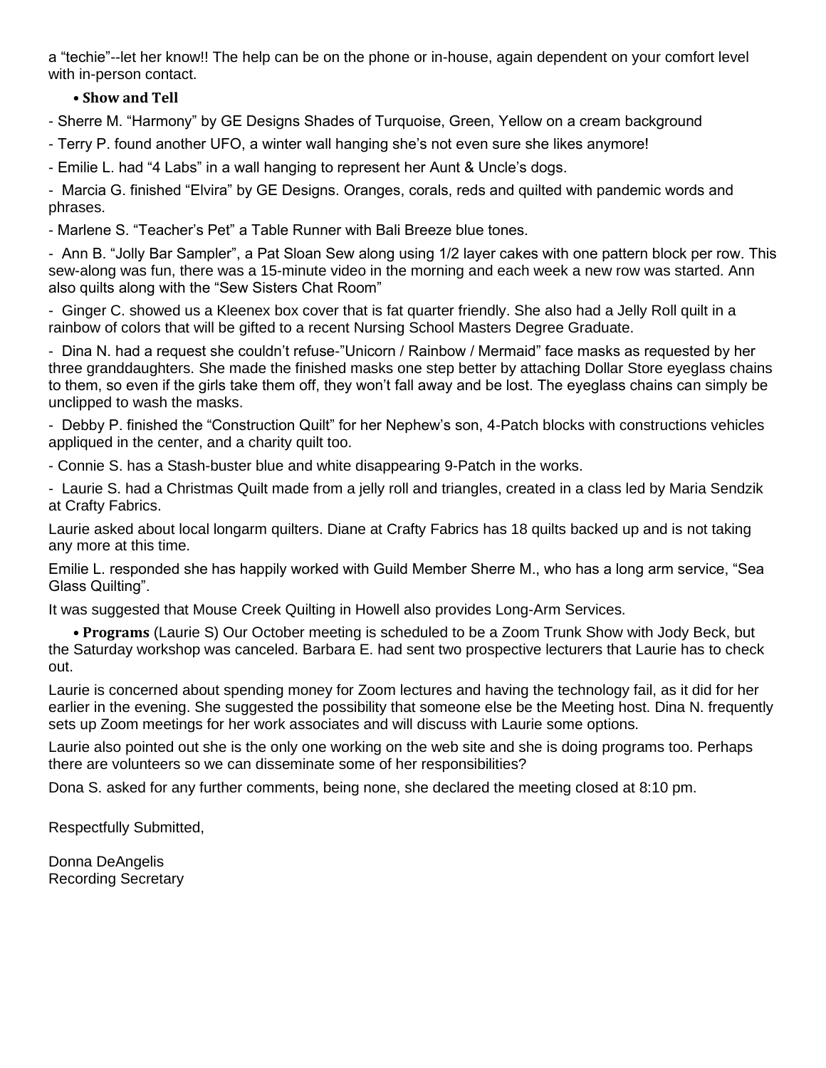a "techie"--let her know!! The help can be on the phone or in-house, again dependent on your comfort level with in-person contact.

- **Show and Tell**

- Sherre M. "Harmony" by GE Designs Shades of Turquoise, Green, Yellow on a cream background

- Terry P. found another UFO, a winter wall hanging she's not even sure she likes anymore!

- Emilie L. had "4 Labs" in a wall hanging to represent her Aunt & Uncle's dogs.

- Marcia G. finished "Elvira" by GE Designs. Oranges, corals, reds and quilted with pandemic words and phrases.

- Marlene S. "Teacher's Pet" a Table Runner with Bali Breeze blue tones.

- Ann B. "Jolly Bar Sampler", a Pat Sloan Sew along using 1/2 layer cakes with one pattern block per row. This sew-along was fun, there was a 15-minute video in the morning and each week a new row was started. Ann also quilts along with the "Sew Sisters Chat Room"

- Ginger C. showed us a Kleenex box cover that is fat quarter friendly. She also had a Jelly Roll quilt in a rainbow of colors that will be gifted to a recent Nursing School Masters Degree Graduate.

- Dina N. had a request she couldn't refuse-"Unicorn / Rainbow / Mermaid" face masks as requested by her three granddaughters. She made the finished masks one step better by attaching Dollar Store eyeglass chains to them, so even if the girls take them off, they won't fall away and be lost. The eyeglass chains can simply be unclipped to wash the masks.

- Debby P. finished the "Construction Quilt" for her Nephew's son, 4-Patch blocks with constructions vehicles appliqued in the center, and a charity quilt too.

- Connie S. has a Stash-buster blue and white disappearing 9-Patch in the works.

- Laurie S. had a Christmas Quilt made from a jelly roll and triangles, created in a class led by Maria Sendzik at Crafty Fabrics.

Laurie asked about local longarm quilters. Diane at Crafty Fabrics has 18 quilts backed up and is not taking any more at this time.

Emilie L. responded she has happily worked with Guild Member Sherre M., who has a long arm service, "Sea Glass Quilting".

It was suggested that Mouse Creek Quilting in Howell also provides Long-Arm Services.

- **Programs** (Laurie S) Our October meeting is scheduled to be a Zoom Trunk Show with Jody Beck, but the Saturday workshop was canceled. Barbara E. had sent two prospective lecturers that Laurie has to check out.

Laurie is concerned about spending money for Zoom lectures and having the technology fail, as it did for her earlier in the evening. She suggested the possibility that someone else be the Meeting host. Dina N. frequently sets up Zoom meetings for her work associates and will discuss with Laurie some options.

Laurie also pointed out she is the only one working on the web site and she is doing programs too. Perhaps there are volunteers so we can disseminate some of her responsibilities?

Dona S. asked for any further comments, being none, she declared the meeting closed at 8:10 pm.

Respectfully Submitted,

Donna DeAngelis
Recording Secretary